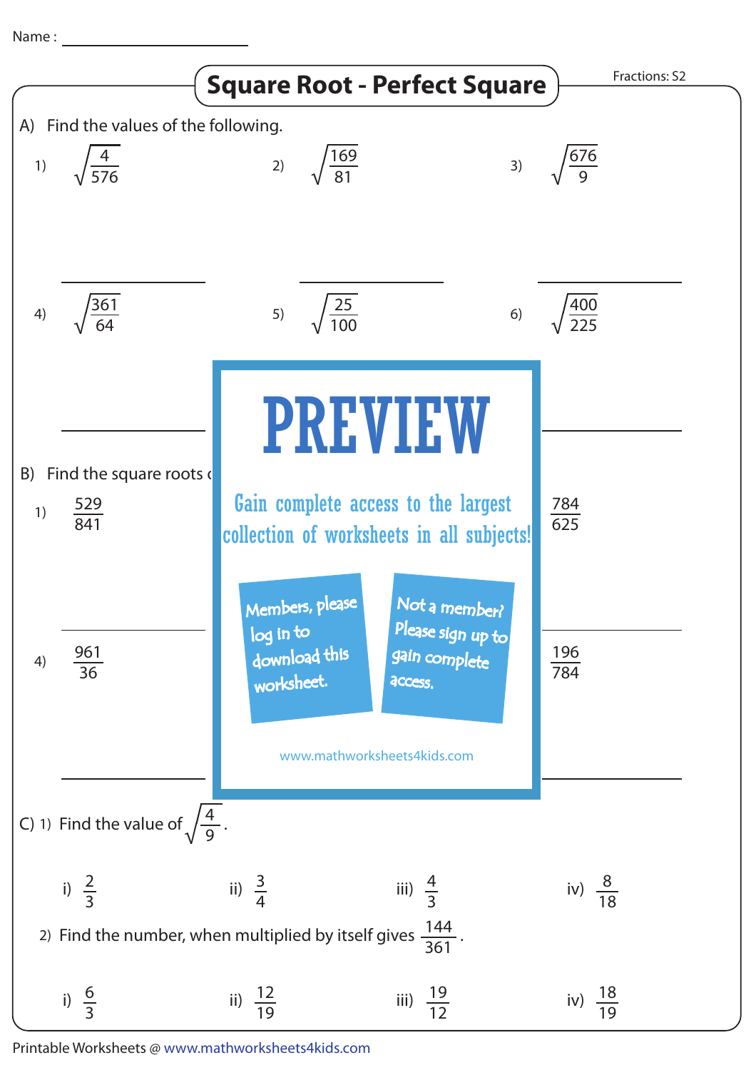Name : ____________________

# Square Root - Perfect Square

Fractions: S2

A) Find the values of the following.

1) $\sqrt{\frac{4}{576}}$

2) $\sqrt{\frac{169}{81}}$

3) $\sqrt{\frac{676}{9}}$

4) $\sqrt{\frac{361}{64}}$

5) $\sqrt{\frac{25}{100}}$

6) $\sqrt{\frac{400}{225}}$

B) Find the square roots o

1) $\frac{529}{841}$

3) $\frac{784}{625}$

4) $\frac{961}{36}$

6) $\frac{196}{784}$

**PREVIEW**

Gain complete access to the largest collection of worksheets in all subjects!

Members, please log in to download this worksheet.

Not a member? Please sign up to gain complete access.

www.mathworksheets4kids.com

C) 1) Find the value of $\sqrt{\frac{4}{9}}$.

i) $\frac{2}{3}$ ii) $\frac{3}{4}$ iii) $\frac{4}{3}$ iv) $\frac{8}{18}$

2) Find the number, when multiplied by itself gives $\frac{144}{361}$.

i) $\frac{6}{3}$ ii) $\frac{12}{19}$ iii) $\frac{19}{12}$ iv) $\frac{18}{19}$

Printable Worksheets @ www.mathworksheets4kids.com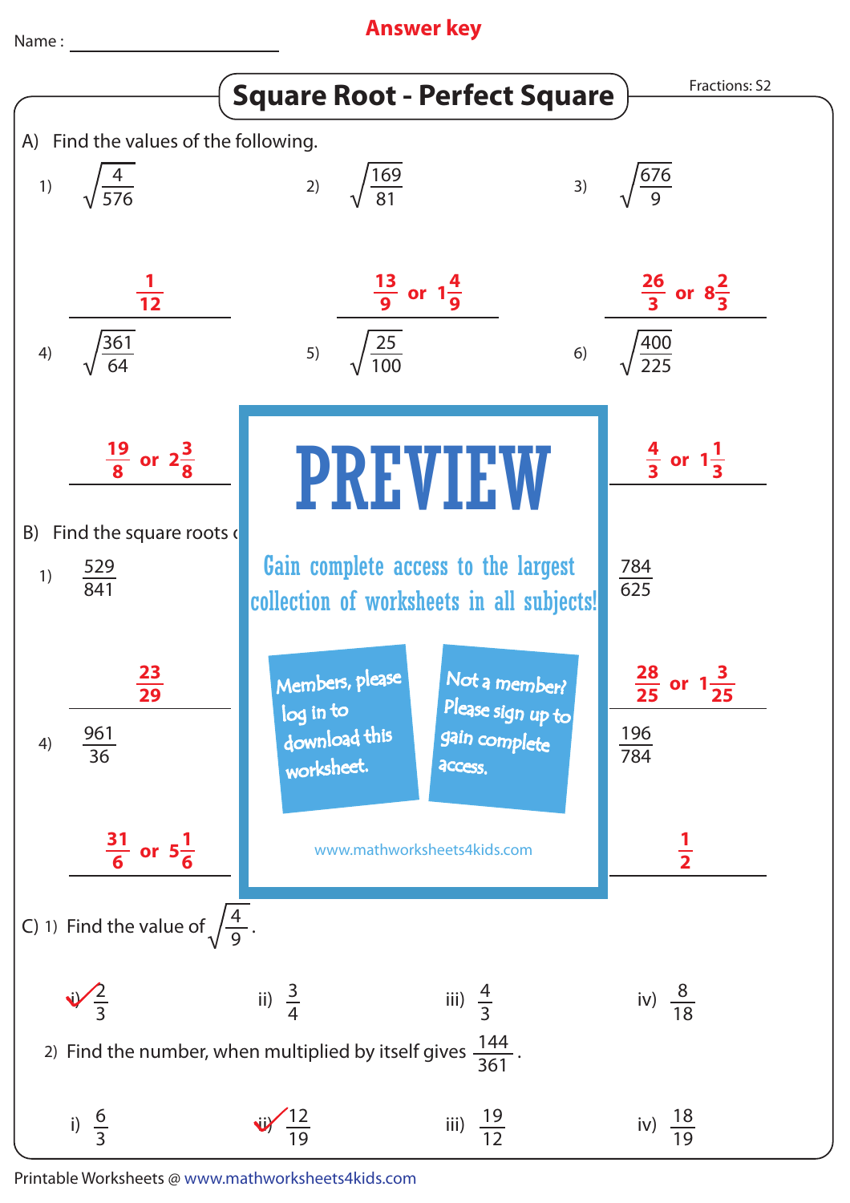Name : ______________________

**Answer key**

# Square Root - Perfect Square

Fractions: S2

A) Find the values of the following.

1) $\sqrt{\frac{4}{576}}$ **$\frac{1}{12}$**

2) $\sqrt{\frac{169}{81}}$ **$\frac{13}{9}$ or $1\frac{4}{9}$**

3) $\sqrt{\frac{676}{9}}$ **$\frac{26}{3}$ or $8\frac{2}{3}$**

4) $\sqrt{\frac{361}{64}}$ **$\frac{19}{8}$ or $2\frac{3}{8}$**

5) $\sqrt{\frac{25}{100}}$

6) $\sqrt{\frac{400}{225}}$ **$\frac{4}{3}$ or $1\frac{1}{3}$**

B) Find the square roots o

1) $\frac{529}{841}$ **$\frac{23}{29}$**

$\frac{784}{625}$ **$\frac{28}{25}$ or $1\frac{3}{25}$**

4) $\frac{961}{36}$ **$\frac{31}{6}$ or $5\frac{1}{6}$**

$\frac{196}{784}$ **$\frac{1}{2}$**

**PREVIEW**

Gain complete access to the largest collection of worksheets in all subjects!

Members, please log in to download this worksheet.

Not a member? Please sign up to gain complete access.

www.mathworksheets4kids.com

C) 1) Find the value of $\sqrt{\frac{4}{9}}$.

i) $\frac{2}{3}$ ✓  ii) $\frac{3}{4}$  iii) $\frac{4}{3}$  iv) $\frac{8}{18}$

2) Find the number, when multiplied by itself gives $\frac{144}{361}$.

i) $\frac{6}{3}$  ii) $\frac{12}{19}$ ✓  iii) $\frac{19}{12}$  iv) $\frac{18}{19}$

Printable Worksheets @ www.mathworksheets4kids.com